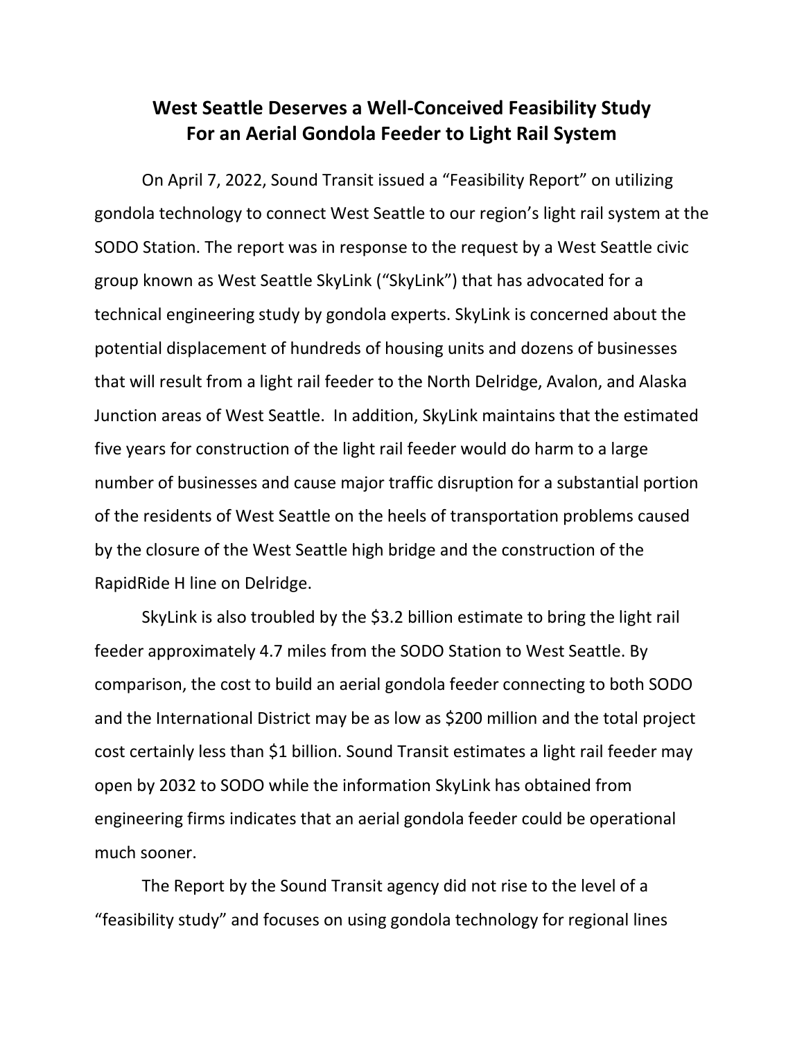# West Seattle Deserves a Well-Conceived Feasibility Study For an Aerial Gondola Feeder to Light Rail System

On April 7, 2022, Sound Transit issued a "Feasibility Report" on utilizing gondola technology to connect West Seattle to our region's light rail system at the SODO Station. The report was in response to the request by a West Seattle civic group known as West Seattle SkyLink ("SkyLink") that has advocated for a technical engineering study by gondola experts. SkyLink is concerned about the potential displacement of hundreds of housing units and dozens of businesses that will result from a light rail feeder to the North Delridge, Avalon, and Alaska Junction areas of West Seattle. In addition, SkyLink maintains that the estimated five years for construction of the light rail feeder would do harm to a large number of businesses and cause major traffic disruption for a substantial portion of the residents of West Seattle on the heels of transportation problems caused by the closure of the West Seattle high bridge and the construction of the RapidRide H line on Delridge.

SkyLink is also troubled by the $3.2 billion estimate to bring the light rail feeder approximately 4.7 miles from the SODO Station to West Seattle. By comparison, the cost to build an aerial gondola feeder connecting to both SODO and the International District may be as low as $200 million and the total project cost certainly less than $1 billion. Sound Transit estimates a light rail feeder may open by 2032 to SODO while the information SkyLink has obtained from engineering firms indicates that an aerial gondola feeder could be operational much sooner.

The Report by the Sound Transit agency did not rise to the level of a "feasibility study" and focuses on using gondola technology for regional lines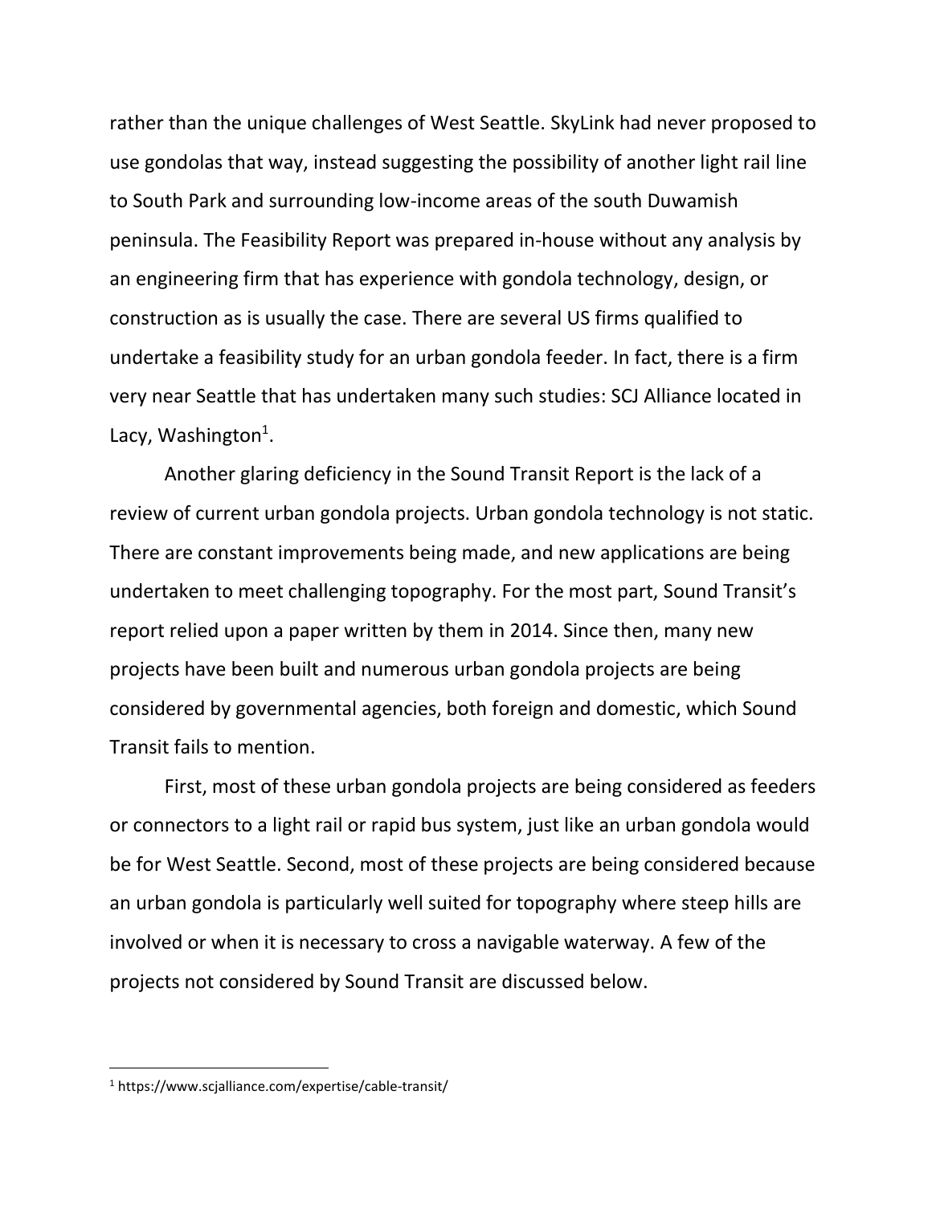rather than the unique challenges of West Seattle. SkyLink had never proposed to use gondolas that way, instead suggesting the possibility of another light rail line to South Park and surrounding low-income areas of the south Duwamish peninsula. The Feasibility Report was prepared in-house without any analysis by an engineering firm that has experience with gondola technology, design, or construction as is usually the case. There are several US firms qualified to undertake a feasibility study for an urban gondola feeder. In fact, there is a firm very near Seattle that has undertaken many such studies: SCJ Alliance located in Lacy, Washington[1].

Another glaring deficiency in the Sound Transit Report is the lack of a review of current urban gondola projects. Urban gondola technology is not static. There are constant improvements being made, and new applications are being undertaken to meet challenging topography. For the most part, Sound Transit's report relied upon a paper written by them in 2014. Since then, many new projects have been built and numerous urban gondola projects are being considered by governmental agencies, both foreign and domestic, which Sound Transit fails to mention.

First, most of these urban gondola projects are being considered as feeders or connectors to a light rail or rapid bus system, just like an urban gondola would be for West Seattle. Second, most of these projects are being considered because an urban gondola is particularly well suited for topography where steep hills are involved or when it is necessary to cross a navigable waterway. A few of the projects not considered by Sound Transit are discussed below.

[1] https://www.scjalliance.com/expertise/cable-transit/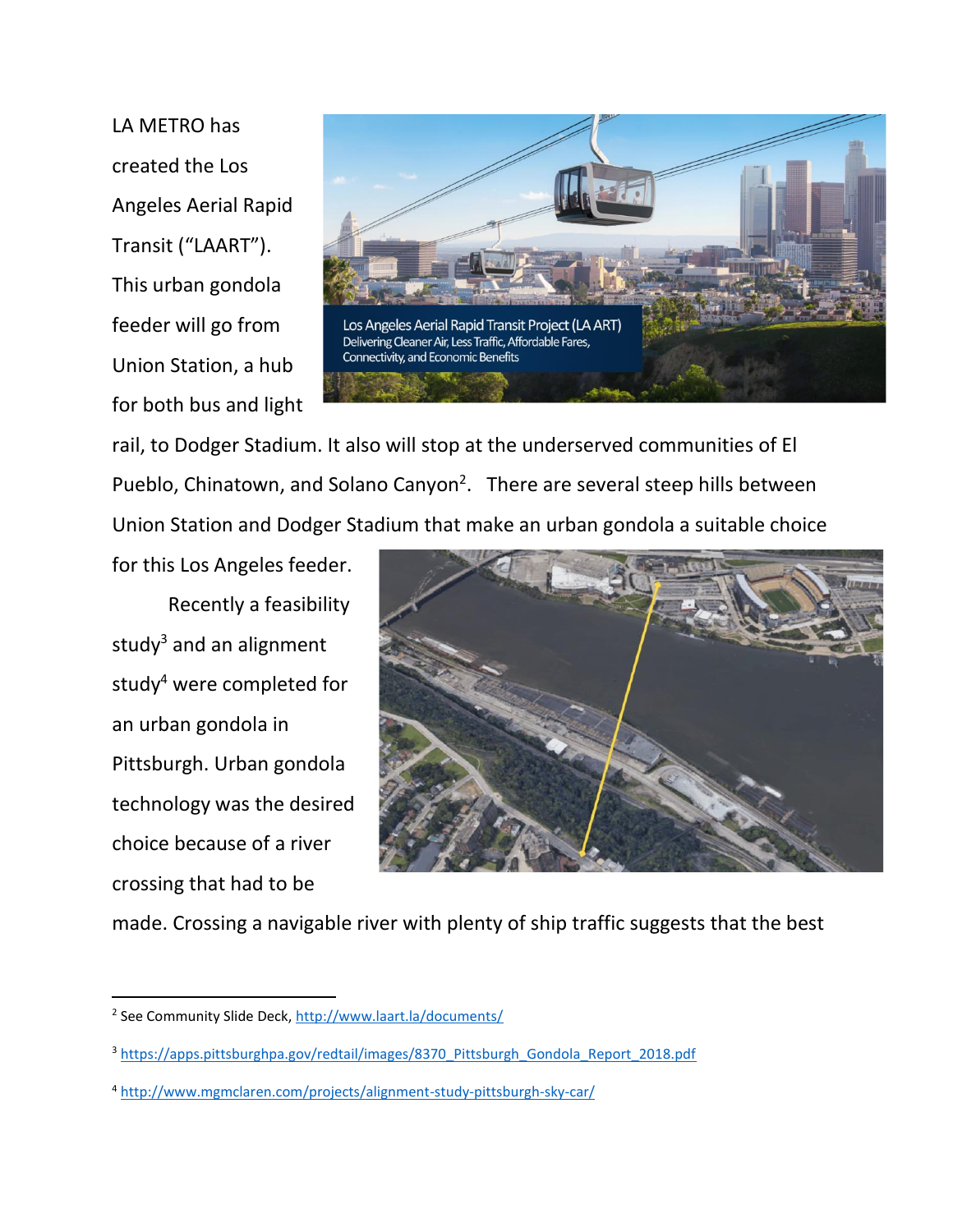LA METRO has created the Los Angeles Aerial Rapid Transit ("LAART"). This urban gondola feeder will go from Union Station, a hub for both bus and light rail, to Dodger Stadium. It also will stop at the underserved communities of El Pueblo, Chinatown, and Solano Canyon[2]. There are several steep hills between Union Station and Dodger Stadium that make an urban gondola a suitable choice for this Los Angeles feeder.

Recently a feasibility study[3] and an alignment study[4] were completed for an urban gondola in Pittsburgh. Urban gondola technology was the desired choice because of a river crossing that had to be made. Crossing a navigable river with plenty of ship traffic suggests that the best

---

[2] See Community Slide Deck, http://www.laart.la/documents/

[3] https://apps.pittsburghpa.gov/redtail/images/8370_Pittsburgh_Gondola_Report_2018.pdf

[4] http://www.mgmclaren.com/projects/alignment-study-pittsburgh-sky-car/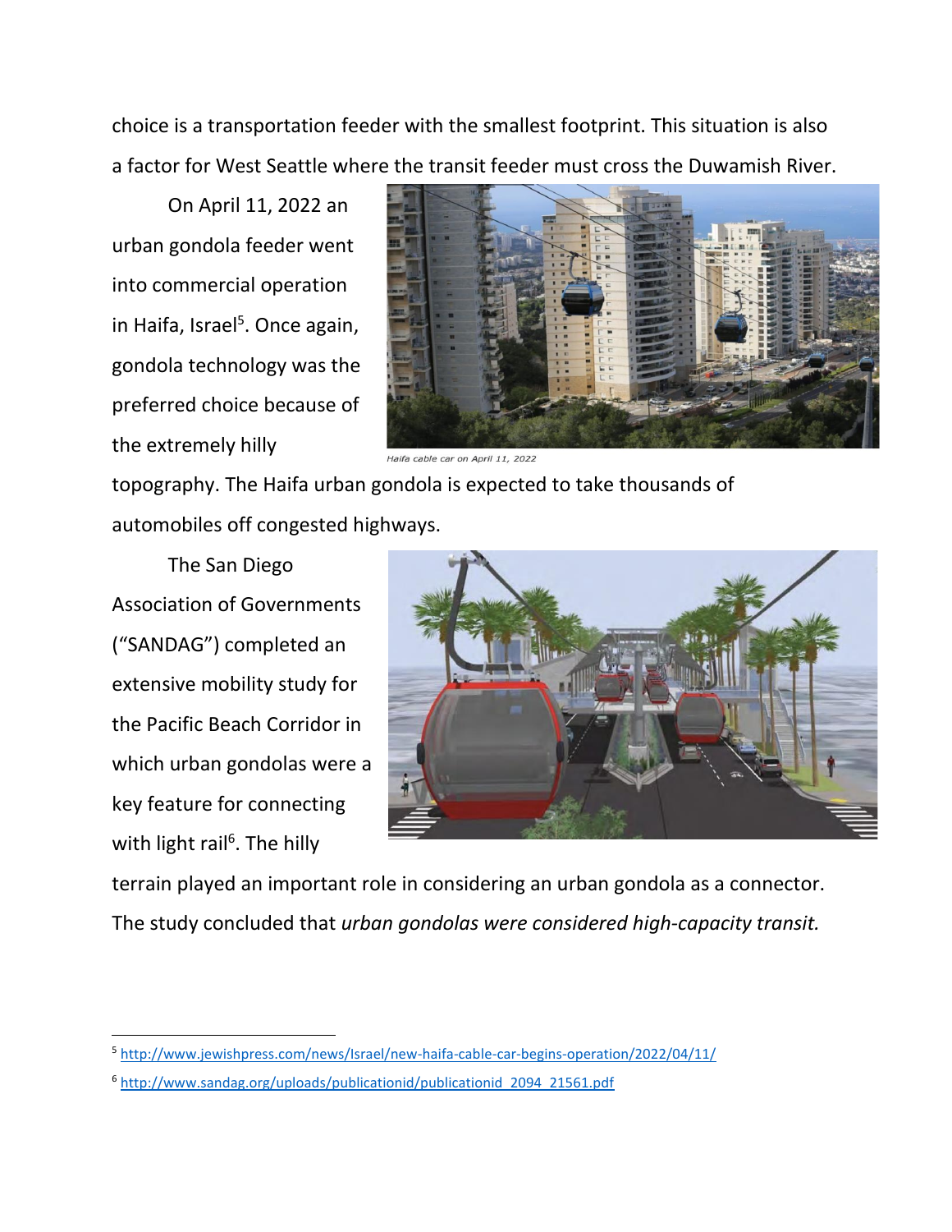choice is a transportation feeder with the smallest footprint. This situation is also a factor for West Seattle where the transit feeder must cross the Duwamish River.

On April 11, 2022 an urban gondola feeder went into commercial operation in Haifa, Israel[5]. Once again, gondola technology was the preferred choice because of the extremely hilly topography. The Haifa urban gondola is expected to take thousands of automobiles off congested highways.

*Haifa cable car on April 11, 2022*

The San Diego Association of Governments ("SANDAG") completed an extensive mobility study for the Pacific Beach Corridor in which urban gondolas were a key feature for connecting with light rail[6]. The hilly terrain played an important role in considering an urban gondola as a connector. The study concluded that *urban gondolas were considered high-capacity transit.*

---

[5] http://www.jewishpress.com/news/Israel/new-haifa-cable-car-begins-operation/2022/04/11/

[6] http://www.sandag.org/uploads/publicationid/publicationid_2094_21561.pdf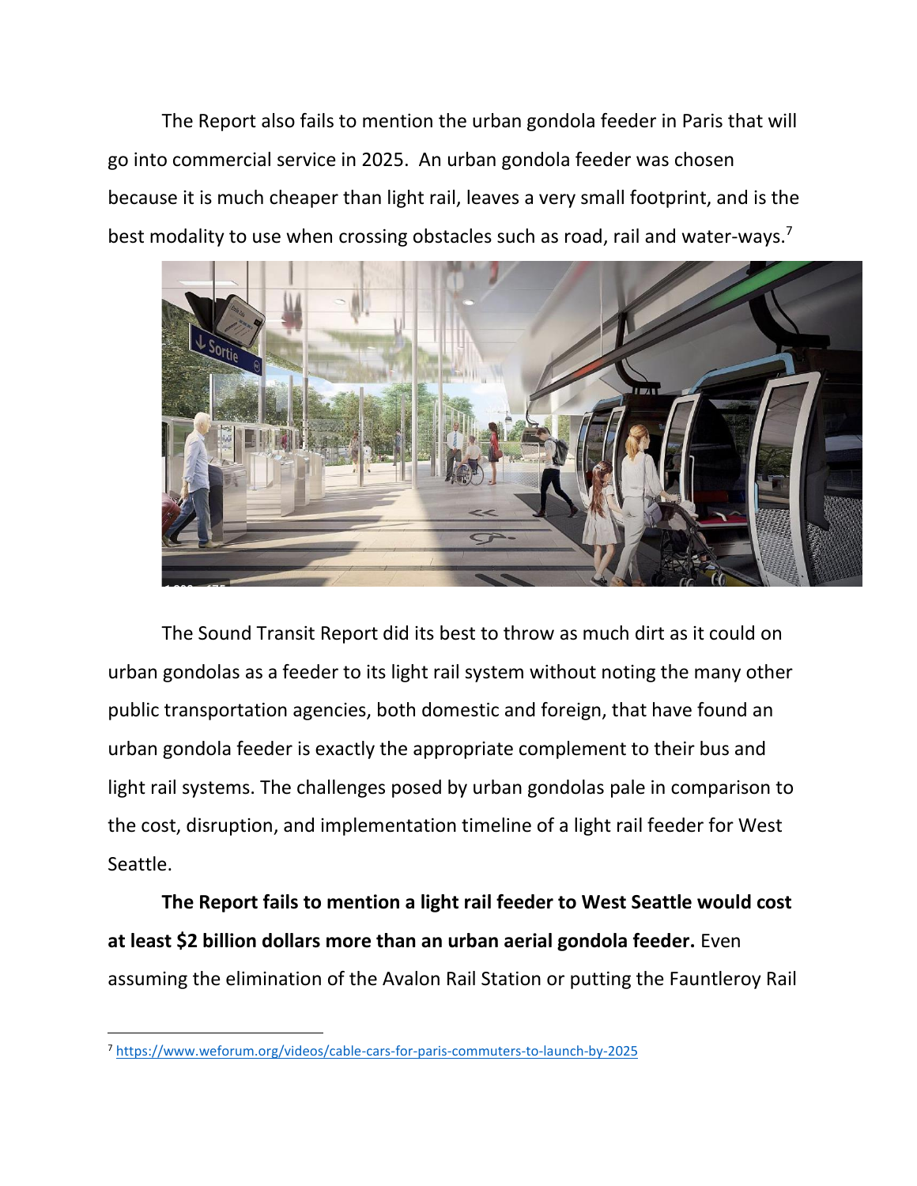The Report also fails to mention the urban gondola feeder in Paris that will go into commercial service in 2025. An urban gondola feeder was chosen because it is much cheaper than light rail, leaves a very small footprint, and is the best modality to use when crossing obstacles such as road, rail and water-ways.[7]

The Sound Transit Report did its best to throw as much dirt as it could on urban gondolas as a feeder to its light rail system without noting the many other public transportation agencies, both domestic and foreign, that have found an urban gondola feeder is exactly the appropriate complement to their bus and light rail systems. The challenges posed by urban gondolas pale in comparison to the cost, disruption, and implementation timeline of a light rail feeder for West Seattle.

**The Report fails to mention a light rail feeder to West Seattle would cost at least $2 billion dollars more than an urban aerial gondola feeder.** Even assuming the elimination of the Avalon Rail Station or putting the Fauntleroy Rail

---

[7] https://www.weforum.org/videos/cable-cars-for-paris-commuters-to-launch-by-2025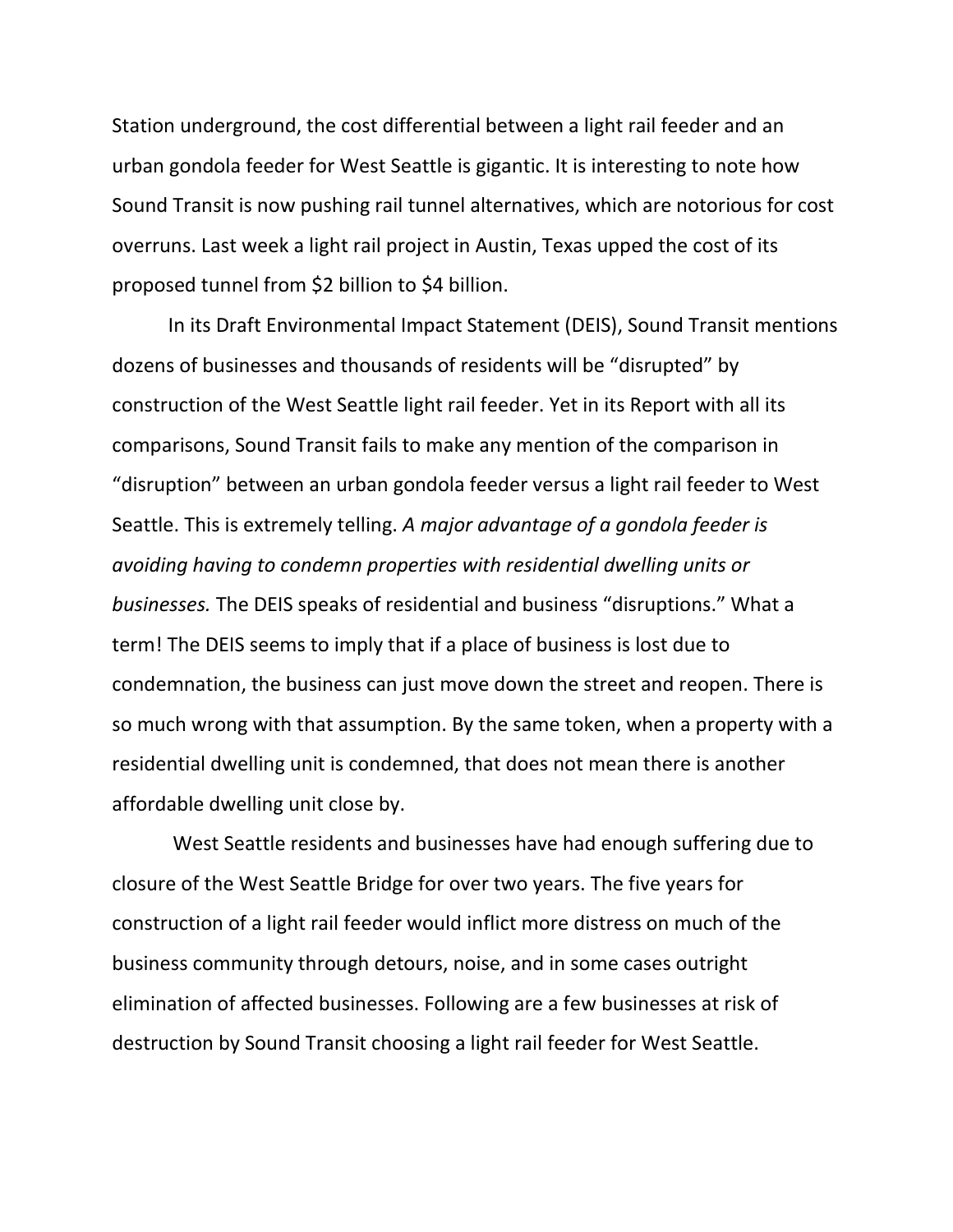Station underground, the cost differential between a light rail feeder and an urban gondola feeder for West Seattle is gigantic. It is interesting to note how Sound Transit is now pushing rail tunnel alternatives, which are notorious for cost overruns. Last week a light rail project in Austin, Texas upped the cost of its proposed tunnel from $2 billion to $4 billion.

In its Draft Environmental Impact Statement (DEIS), Sound Transit mentions dozens of businesses and thousands of residents will be "disrupted" by construction of the West Seattle light rail feeder. Yet in its Report with all its comparisons, Sound Transit fails to make any mention of the comparison in "disruption" between an urban gondola feeder versus a light rail feeder to West Seattle. This is extremely telling. *A major advantage of a gondola feeder is avoiding having to condemn properties with residential dwelling units or businesses.* The DEIS speaks of residential and business "disruptions." What a term! The DEIS seems to imply that if a place of business is lost due to condemnation, the business can just move down the street and reopen. There is so much wrong with that assumption. By the same token, when a property with a residential dwelling unit is condemned, that does not mean there is another affordable dwelling unit close by.

West Seattle residents and businesses have had enough suffering due to closure of the West Seattle Bridge for over two years. The five years for construction of a light rail feeder would inflict more distress on much of the business community through detours, noise, and in some cases outright elimination of affected businesses. Following are a few businesses at risk of destruction by Sound Transit choosing a light rail feeder for West Seattle.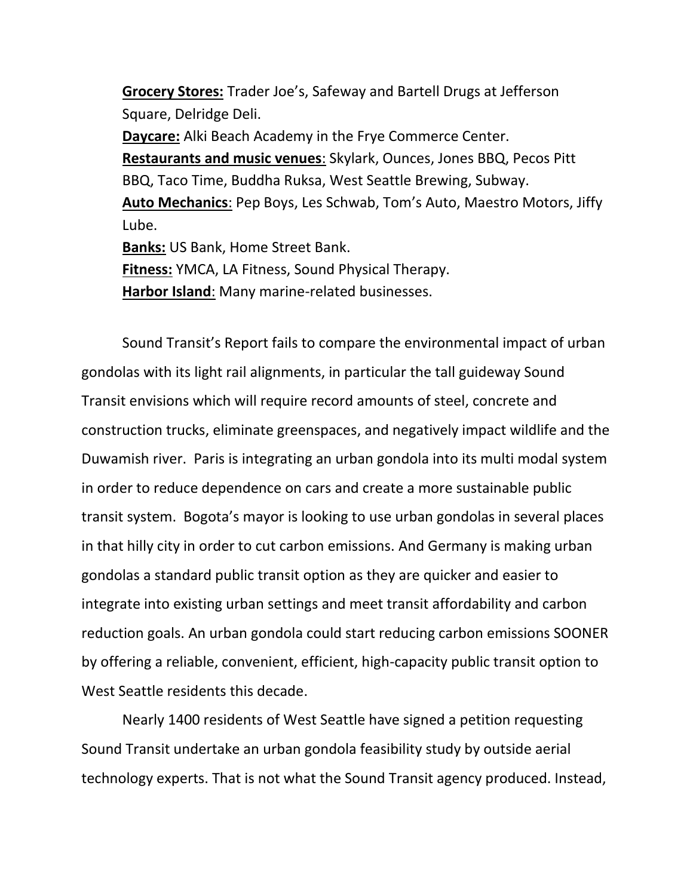<u>**Grocery Stores:**</u> Trader Joe's, Safeway and Bartell Drugs at Jefferson Square, Delridge Deli.
<u>**Daycare:**</u> Alki Beach Academy in the Frye Commerce Center.
<u>**Restaurants and music venues**</u>: Skylark, Ounces, Jones BBQ, Pecos Pitt BBQ, Taco Time, Buddha Ruksa, West Seattle Brewing, Subway.
<u>**Auto Mechanics**</u>: Pep Boys, Les Schwab, Tom's Auto, Maestro Motors, Jiffy Lube.
<u>**Banks:**</u> US Bank, Home Street Bank.
<u>**Fitness:**</u> YMCA, LA Fitness, Sound Physical Therapy.
<u>**Harbor Island**</u>: Many marine-related businesses.

Sound Transit's Report fails to compare the environmental impact of urban gondolas with its light rail alignments, in particular the tall guideway Sound Transit envisions which will require record amounts of steel, concrete and construction trucks, eliminate greenspaces, and negatively impact wildlife and the Duwamish river. Paris is integrating an urban gondola into its multi modal system in order to reduce dependence on cars and create a more sustainable public transit system. Bogota's mayor is looking to use urban gondolas in several places in that hilly city in order to cut carbon emissions. And Germany is making urban gondolas a standard public transit option as they are quicker and easier to integrate into existing urban settings and meet transit affordability and carbon reduction goals. An urban gondola could start reducing carbon emissions SOONER by offering a reliable, convenient, efficient, high-capacity public transit option to West Seattle residents this decade.

Nearly 1400 residents of West Seattle have signed a petition requesting Sound Transit undertake an urban gondola feasibility study by outside aerial technology experts. That is not what the Sound Transit agency produced. Instead,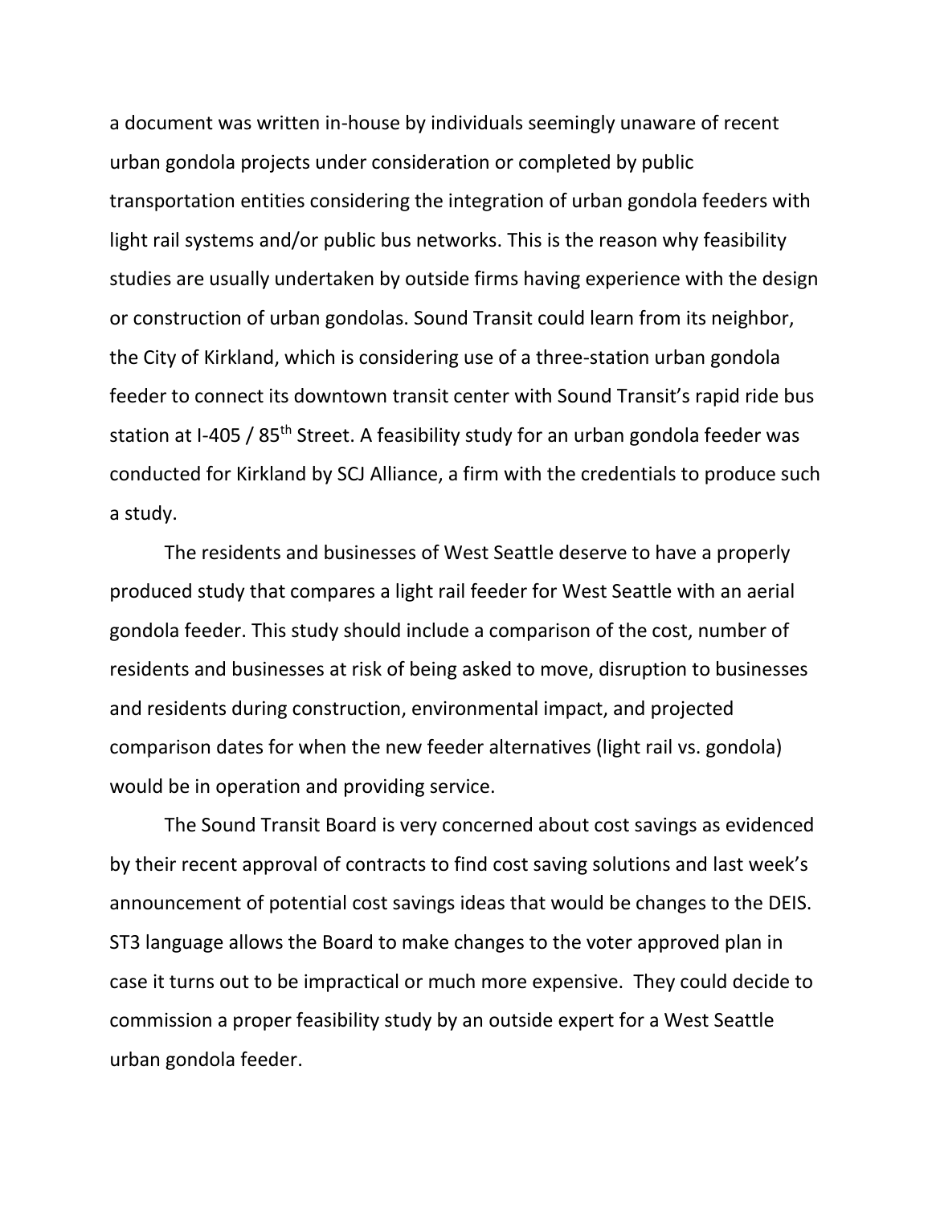a document was written in-house by individuals seemingly unaware of recent urban gondola projects under consideration or completed by public transportation entities considering the integration of urban gondola feeders with light rail systems and/or public bus networks. This is the reason why feasibility studies are usually undertaken by outside firms having experience with the design or construction of urban gondolas. Sound Transit could learn from its neighbor, the City of Kirkland, which is considering use of a three-station urban gondola feeder to connect its downtown transit center with Sound Transit's rapid ride bus station at I-405 / 85th Street. A feasibility study for an urban gondola feeder was conducted for Kirkland by SCJ Alliance, a firm with the credentials to produce such a study.

The residents and businesses of West Seattle deserve to have a properly produced study that compares a light rail feeder for West Seattle with an aerial gondola feeder. This study should include a comparison of the cost, number of residents and businesses at risk of being asked to move, disruption to businesses and residents during construction, environmental impact, and projected comparison dates for when the new feeder alternatives (light rail vs. gondola) would be in operation and providing service.

The Sound Transit Board is very concerned about cost savings as evidenced by their recent approval of contracts to find cost saving solutions and last week's announcement of potential cost savings ideas that would be changes to the DEIS. ST3 language allows the Board to make changes to the voter approved plan in case it turns out to be impractical or much more expensive. They could decide to commission a proper feasibility study by an outside expert for a West Seattle urban gondola feeder.